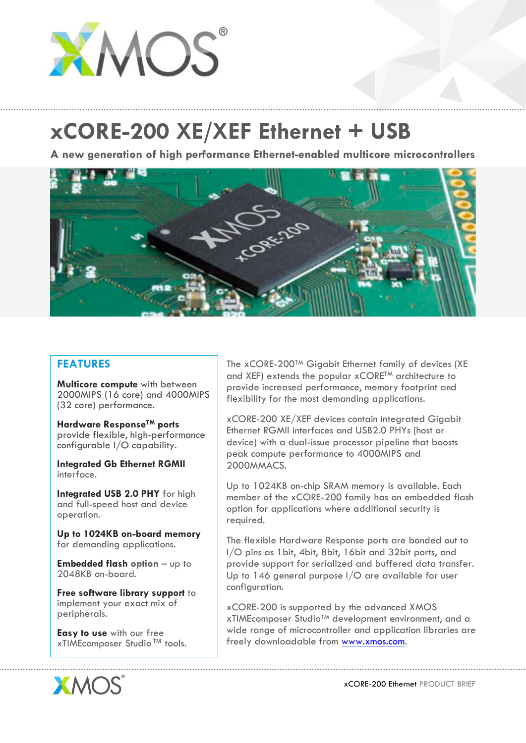# xCORE-200 XE/XEF Ethernet + USB

**A new generation of high performance Ethernet-enabled multicore microcontrollers**

## FEATURES

**Multicore compute** with between 2000MIPS (16 core) and 4000MIPS (32 core) performance.

**Hardware Response™ ports** provide flexible, high-performance configurable I/O capability.

**Integrated Gb Ethernet RGMII** interface.

**Integrated USB 2.0 PHY** for high and full-speed host and device operation.

**Up to 1024KB on-board memory** for demanding applications.

**Embedded flash option** – up to 2048KB on-board.

**Free software library support** to implement your exact mix of peripherals.

**Easy to use** with our free xTIMEcomposer Studio™ tools.

The xCORE-200™ Gigabit Ethernet family of devices (XE and XEF) extends the popular xCORE™ architecture to provide increased performance, memory footprint and flexibility for the most demanding applications.

xCORE-200 XE/XEF devices contain integrated Gigabit Ethernet RGMII interfaces and USB2.0 PHYs (host or device) with a dual-issue processor pipeline that boosts peak compute performance to 4000MIPS and 2000MMACS.

Up to 1024KB on-chip SRAM memory is available. Each member of the xCORE-200 family has an embedded flash option for applications where additional security is required.

The flexible Hardware Response ports are bonded out to I/O pins as 1bit, 4bit, 8bit, 16bit and 32bit ports, and provide support for serialized and buffered data transfer. Up to 146 general purpose I/O are available for user configuration.

xCORE-200 is supported by the advanced XMOS xTIMEcomposer Studio™ development environment, and a wide range of microcontroller and application libraries are freely downloadable from [www.xmos.com](http://www.xmos.com).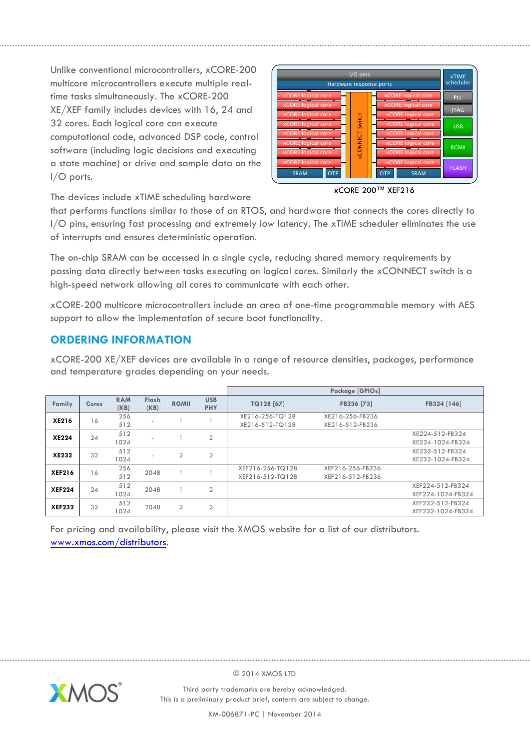Unlike conventional microcontrollers, xCORE-200 multicore microcontrollers execute multiple real-time tasks simultaneously. The xCORE-200 XE/XEF family includes devices with 16, 24 and 32 cores. Each logical core can execute computational code, advanced DSP code, control software (including logic decisions and executing a state machine) or drive and sample data on the I/O ports.

xCORE-200™ XEF216

The devices include xTIME scheduling hardware that performs functions similar to those of an RTOS, and hardware that connects the cores directly to I/O pins, ensuring fast processing and extremely low latency. The xTIME scheduler eliminates the use of interrupts and ensures deterministic operation.

The on-chip SRAM can be accessed in a single cycle, reducing shared memory requirements by passing data directly between tasks executing on logical cores. Similarly the xCONNECT switch is a high-speed network allowing all cores to communicate with each other.

xCORE-200 multicore microcontrollers include an area of one-time programmable memory with AES support to allow the implementation of secure boot functionality.

## ORDERING INFORMATION

xCORE-200 XE/XEF devices are available in a range of resource densities, packages, performance and temperature grades depending on your needs.

| | | | | | | Package [GPIOs] | | |
|---|---|---|---|---|---|---|---|---|
| **Family** | **Cores** | **RAM (KB)** | **Flash (KB)** | **RGMII** | **USB PHY** | **TQ128 [67]** | **FB236 [73]** | **FB324 [146]** |
| **XE216** | 16 | 256<br>512 | - | 1 | 1 | XE216-256-TQ128<br>XE216-512-TQ128 | XE216-256-FB236<br>XE216-512-FB236 | |
| **XE224** | 24 | 512<br>1024 | - | 1 | 2 | | | XE224-512-FB324<br>XE224-1024-FB324 |
| **XE232** | 32 | 512<br>1024 | - | 2 | 2 | | | XE232-512-FB324<br>XE232-1024-FB324 |
| **XEF216** | 16 | 256<br>512 | 2048 | 1 | 1 | XEF216-256-TQ128<br>XEF216-512-TQ128 | XEF216-256-FB236<br>XEF216-512-FB236 | |
| **XEF224** | 24 | 512<br>1024 | 2048 | 1 | 2 | | | XEF224-512-FB324<br>XEF224-1024-FB324 |
| **XEF232** | 32 | 512<br>1024 | 2048 | 2 | 2 | | | XEF232-512-FB324<br>XEF232-1024-FB324 |

For pricing and availability, please visit the XMOS website for a list of our distributors. www.xmos.com/distributors.